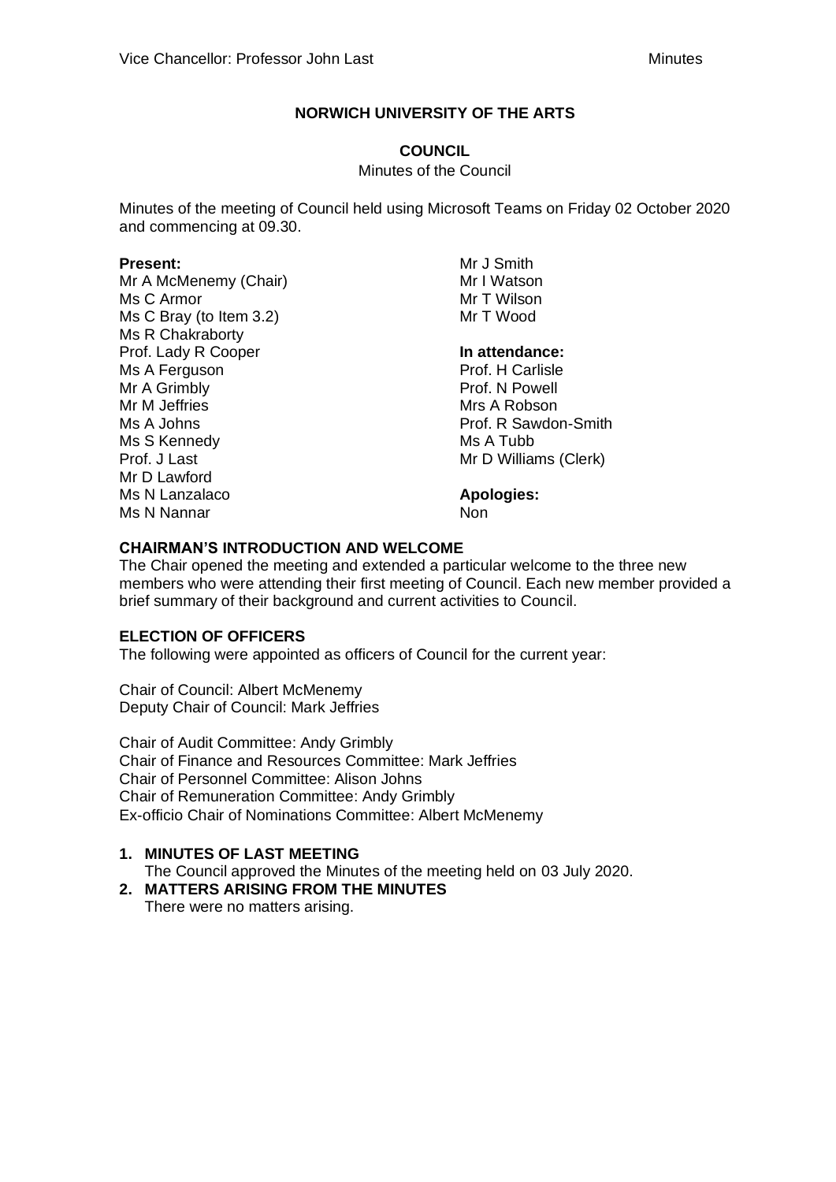**NORWICH UNIVERSITY OF THE ARTS**

**COUNCIL**

Minutes of the Council

Minutes of the meeting of Council held using Microsoft Teams on Friday 02 October 2020 and commencing at 09.30.

**Present:**
Mr A McMenemy (Chair)
Ms C Armor
Ms C Bray (to Item 3.2)
Ms R Chakraborty
Prof. Lady R Cooper
Ms A Ferguson
Mr A Grimbly
Mr M Jeffries
Ms A Johns
Ms S Kennedy
Prof. J Last
Mr D Lawford
Ms N Lanzalaco
Ms N Nannar
Mr J Smith
Mr I Watson
Mr T Wilson
Mr T Wood

**In attendance:**
Prof. H Carlisle
Prof. N Powell
Mrs A Robson
Prof. R Sawdon-Smith
Ms A Tubb
Mr D Williams (Clerk)

**Apologies:**
Non

**CHAIRMAN'S INTRODUCTION AND WELCOME**

The Chair opened the meeting and extended a particular welcome to the three new members who were attending their first meeting of Council. Each new member provided a brief summary of their background and current activities to Council.

**ELECTION OF OFFICERS**

The following were appointed as officers of Council for the current year:

Chair of Council: Albert McMenemy
Deputy Chair of Council: Mark Jeffries

Chair of Audit Committee: Andy Grimbly
Chair of Finance and Resources Committee: Mark Jeffries
Chair of Personnel Committee: Alison Johns
Chair of Remuneration Committee: Andy Grimbly
Ex-officio Chair of Nominations Committee: Albert McMenemy

1. **MINUTES OF LAST MEETING**
   The Council approved the Minutes of the meeting held on 03 July 2020.
2. **MATTERS ARISING FROM THE MINUTES**
   There were no matters arising.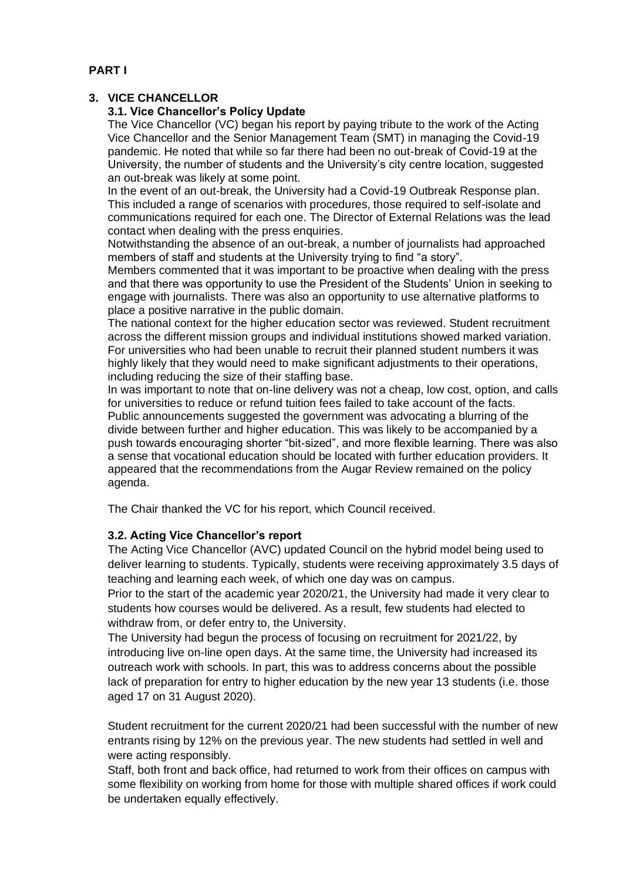**PART I**

## 3. VICE CHANCELLOR

### 3.1. Vice Chancellor's Policy Update

The Vice Chancellor (VC) began his report by paying tribute to the work of the Acting Vice Chancellor and the Senior Management Team (SMT) in managing the Covid-19 pandemic. He noted that while so far there had been no out-break of Covid-19 at the University, the number of students and the University's city centre location, suggested an out-break was likely at some point.

In the event of an out-break, the University had a Covid-19 Outbreak Response plan. This included a range of scenarios with procedures, those required to self-isolate and communications required for each one. The Director of External Relations was the lead contact when dealing with the press enquiries.

Notwithstanding the absence of an out-break, a number of journalists had approached members of staff and students at the University trying to find "a story".

Members commented that it was important to be proactive when dealing with the press and that there was opportunity to use the President of the Students' Union in seeking to engage with journalists. There was also an opportunity to use alternative platforms to place a positive narrative in the public domain.

The national context for the higher education sector was reviewed. Student recruitment across the different mission groups and individual institutions showed marked variation. For universities who had been unable to recruit their planned student numbers it was highly likely that they would need to make significant adjustments to their operations, including reducing the size of their staffing base.

In was important to note that on-line delivery was not a cheap, low cost, option, and calls for universities to reduce or refund tuition fees failed to take account of the facts.

Public announcements suggested the government was advocating a blurring of the divide between further and higher education. This was likely to be accompanied by a push towards encouraging shorter "bit-sized", and more flexible learning. There was also a sense that vocational education should be located with further education providers. It appeared that the recommendations from the Augar Review remained on the policy agenda.

The Chair thanked the VC for his report, which Council received.

### 3.2. Acting Vice Chancellor's report

The Acting Vice Chancellor (AVC) updated Council on the hybrid model being used to deliver learning to students. Typically, students were receiving approximately 3.5 days of teaching and learning each week, of which one day was on campus.

Prior to the start of the academic year 2020/21, the University had made it very clear to students how courses would be delivered. As a result, few students had elected to withdraw from, or defer entry to, the University.

The University had begun the process of focusing on recruitment for 2021/22, by introducing live on-line open days. At the same time, the University had increased its outreach work with schools. In part, this was to address concerns about the possible lack of preparation for entry to higher education by the new year 13 students (i.e. those aged 17 on 31 August 2020).

Student recruitment for the current 2020/21 had been successful with the number of new entrants rising by 12% on the previous year. The new students had settled in well and were acting responsibly.

Staff, both front and back office, had returned to work from their offices on campus with some flexibility on working from home for those with multiple shared offices if work could be undertaken equally effectively.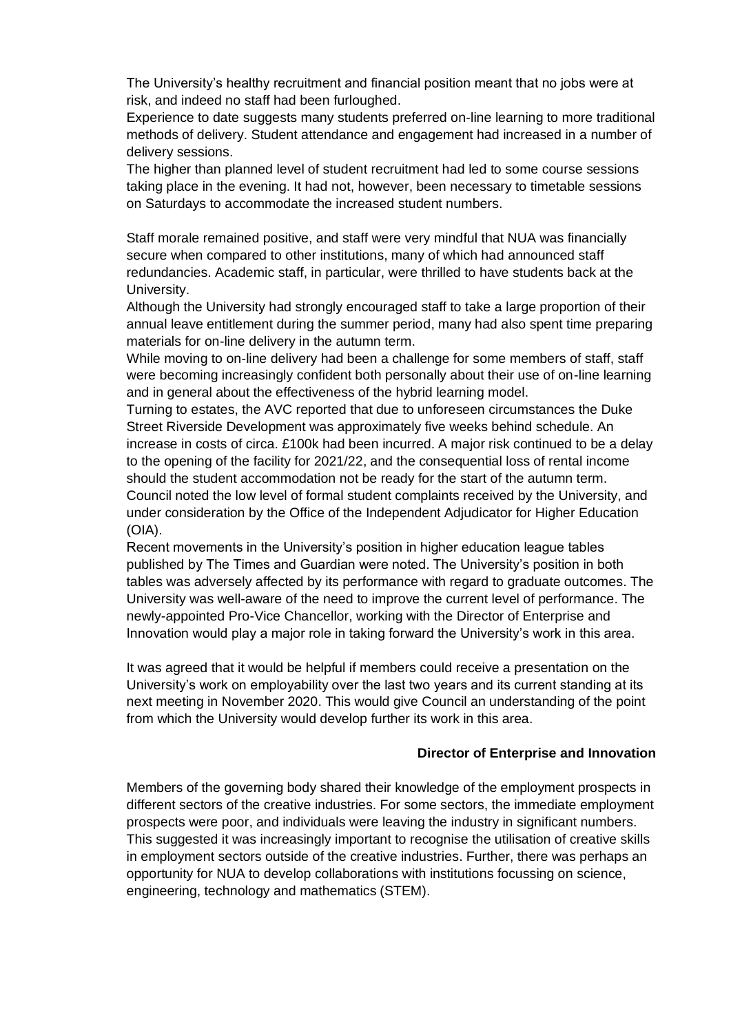The University's healthy recruitment and financial position meant that no jobs were at risk, and indeed no staff had been furloughed.
Experience to date suggests many students preferred on-line learning to more traditional methods of delivery. Student attendance and engagement had increased in a number of delivery sessions.
The higher than planned level of student recruitment had led to some course sessions taking place in the evening. It had not, however, been necessary to timetable sessions on Saturdays to accommodate the increased student numbers.

Staff morale remained positive, and staff were very mindful that NUA was financially secure when compared to other institutions, many of which had announced staff redundancies. Academic staff, in particular, were thrilled to have students back at the University.
Although the University had strongly encouraged staff to take a large proportion of their annual leave entitlement during the summer period, many had also spent time preparing materials for on-line delivery in the autumn term.
While moving to on-line delivery had been a challenge for some members of staff, staff were becoming increasingly confident both personally about their use of on-line learning and in general about the effectiveness of the hybrid learning model.
Turning to estates, the AVC reported that due to unforeseen circumstances the Duke Street Riverside Development was approximately five weeks behind schedule. An increase in costs of circa. £100k had been incurred. A major risk continued to be a delay to the opening of the facility for 2021/22, and the consequential loss of rental income should the student accommodation not be ready for the start of the autumn term.
Council noted the low level of formal student complaints received by the University, and under consideration by the Office of the Independent Adjudicator for Higher Education (OIA).
Recent movements in the University's position in higher education league tables published by The Times and Guardian were noted. The University's position in both tables was adversely affected by its performance with regard to graduate outcomes. The University was well-aware of the need to improve the current level of performance. The newly-appointed Pro-Vice Chancellor, working with the Director of Enterprise and Innovation would play a major role in taking forward the University's work in this area.

It was agreed that it would be helpful if members could receive a presentation on the University's work on employability over the last two years and its current standing at its next meeting in November 2020. This would give Council an understanding of the point from which the University would develop further its work in this area.

**Director of Enterprise and Innovation**

Members of the governing body shared their knowledge of the employment prospects in different sectors of the creative industries. For some sectors, the immediate employment prospects were poor, and individuals were leaving the industry in significant numbers. This suggested it was increasingly important to recognise the utilisation of creative skills in employment sectors outside of the creative industries. Further, there was perhaps an opportunity for NUA to develop collaborations with institutions focussing on science, engineering, technology and mathematics (STEM).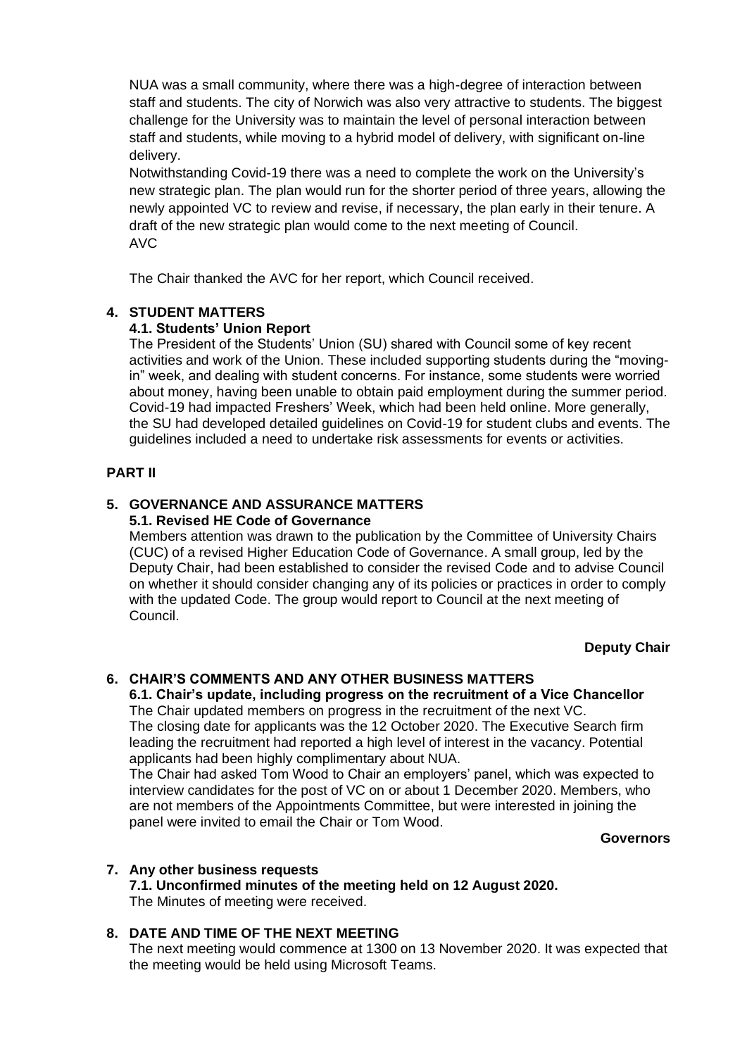NUA was a small community, where there was a high-degree of interaction between staff and students. The city of Norwich was also very attractive to students. The biggest challenge for the University was to maintain the level of personal interaction between staff and students, while moving to a hybrid model of delivery, with significant on-line delivery.

Notwithstanding Covid-19 there was a need to complete the work on the University's new strategic plan. The plan would run for the shorter period of three years, allowing the newly appointed VC to review and revise, if necessary, the plan early in their tenure. A draft of the new strategic plan would come to the next meeting of Council.

AVC

The Chair thanked the AVC for her report, which Council received.

## 4. STUDENT MATTERS

### 4.1. Students' Union Report

The President of the Students' Union (SU) shared with Council some of key recent activities and work of the Union. These included supporting students during the "moving-in" week, and dealing with student concerns. For instance, some students were worried about money, having been unable to obtain paid employment during the summer period. Covid-19 had impacted Freshers' Week, which had been held online. More generally, the SU had developed detailed guidelines on Covid-19 for student clubs and events. The guidelines included a need to undertake risk assessments for events or activities.

## PART II

## 5. GOVERNANCE AND ASSURANCE MATTERS

### 5.1. Revised HE Code of Governance

Members attention was drawn to the publication by the Committee of University Chairs (CUC) of a revised Higher Education Code of Governance. A small group, led by the Deputy Chair, had been established to consider the revised Code and to advise Council on whether it should consider changing any of its policies or practices in order to comply with the updated Code. The group would report to Council at the next meeting of Council.

**Deputy Chair**

## 6. CHAIR'S COMMENTS AND ANY OTHER BUSINESS MATTERS

### 6.1. Chair's update, including progress on the recruitment of a Vice Chancellor

The Chair updated members on progress in the recruitment of the next VC.

The closing date for applicants was the 12 October 2020. The Executive Search firm leading the recruitment had reported a high level of interest in the vacancy. Potential applicants had been highly complimentary about NUA.

The Chair had asked Tom Wood to Chair an employers' panel, which was expected to interview candidates for the post of VC on or about 1 December 2020. Members, who are not members of the Appointments Committee, but were interested in joining the panel were invited to email the Chair or Tom Wood.

**Governors**

## 7. Any other business requests

### 7.1. Unconfirmed minutes of the meeting held on 12 August 2020.

The Minutes of meeting were received.

## 8. DATE AND TIME OF THE NEXT MEETING

The next meeting would commence at 1300 on 13 November 2020. It was expected that the meeting would be held using Microsoft Teams.